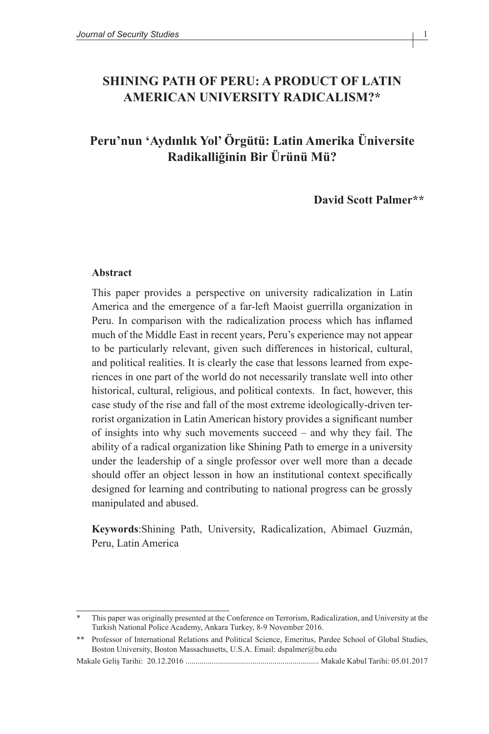# SHINING PATH OF PERU: A PRODUCT OF LATIN AMERICAN UNIVERSITY RADICALISM?*

## Peru'nun 'Aydınlık Yol' Örgütü: Latin Amerika Üniversite Radikalliğinin Bir Ürünü Mü?

**David Scott Palmer****

**Abstract**

This paper provides a perspective on university radicalization in Latin America and the emergence of a far-left Maoist guerrilla organization in Peru. In comparison with the radicalization process which has inflamed much of the Middle East in recent years, Peru's experience may not appear to be particularly relevant, given such differences in historical, cultural, and political realities. It is clearly the case that lessons learned from experiences in one part of the world do not necessarily translate well into other historical, cultural, religious, and political contexts. In fact, however, this case study of the rise and fall of the most extreme ideologically-driven terrorist organization in Latin American history provides a significant number of insights into why such movements succeed – and why they fail. The ability of a radical organization like Shining Path to emerge in a university under the leadership of a single professor over well more than a decade should offer an object lesson in how an institutional context specifically designed for learning and contributing to national progress can be grossly manipulated and abused.

**Keywords**:Shining Path, University, Radicalization, Abimael Guzmán, Peru, Latin America

---

\* This paper was originally presented at the Conference on Terrorism, Radicalization, and University at the Turkish National Police Academy, Ankara Turkey, 8-9 November 2016.

\*\* Professor of International Relations and Political Science, Emeritus, Pardee School of Global Studies, Boston University, Boston Massachusetts, U.S.A. Email: dspalmer@bu.edu

Makale Geliş Tarihi: 20.12.2016 ................................................................ Makale Kabul Tarihi: 05.01.2017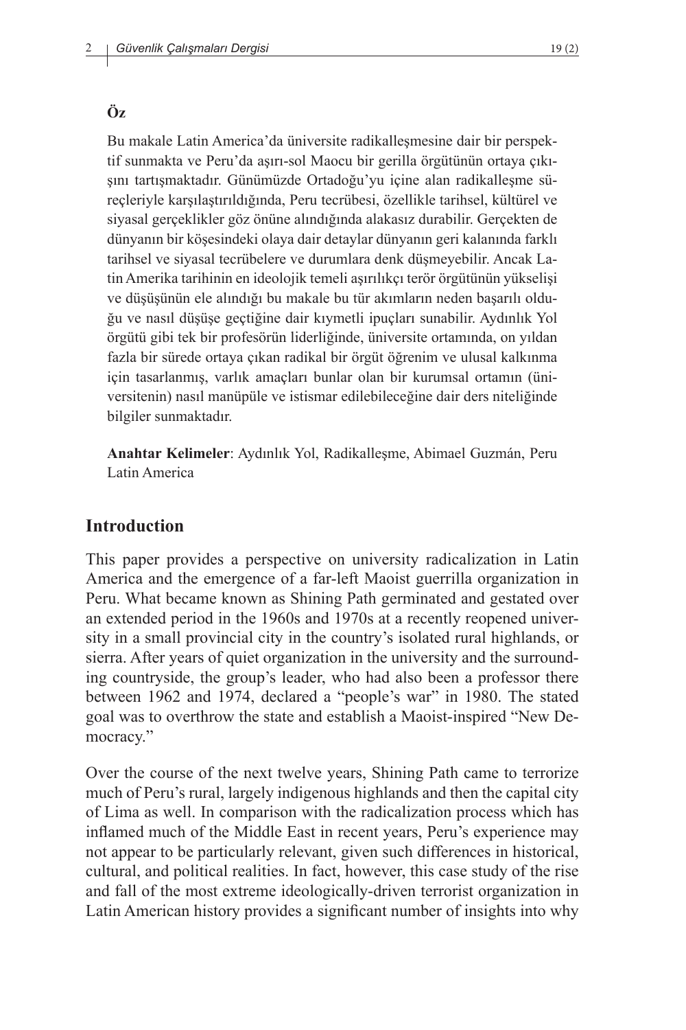**Öz**

Bu makale Latin America'da üniversite radikalleşmesine dair bir perspektif sunmakta ve Peru'da aşırı-sol Maocu bir gerilla örgütünün ortaya çıkışını tartışmaktadır. Günümüzde Ortadoğu'yu içine alan radikalleşme süreçleriyle karşılaştırıldığında, Peru tecrübesi, özellikle tarihsel, kültürel ve siyasal gerçeklikler göz önüne alındığında alakasız durabilir. Gerçekten de dünyanın bir köşesindeki olaya dair detaylar dünyanın geri kalanında farklı tarihsel ve siyasal tecrübelere ve durumlara denk düşmeyebilir. Ancak Latin Amerika tarihinin en ideolojik temeli aşırılıkçı terör örgütünün yükselişi ve düşüşünün ele alındığı bu makale bu tür akımların neden başarılı olduğu ve nasıl düşüşe geçtiğine dair kıymetli ipuçları sunabilir. Aydınlık Yol örgütü gibi tek bir profesörün liderliğinde, üniversite ortamında, on yıldan fazla bir sürede ortaya çıkan radikal bir örgüt öğrenim ve ulusal kalkınma için tasarlanmış, varlık amaçları bunlar olan bir kurumsal ortamın (üniversitenin) nasıl manüpüle ve istismar edilebileceğine dair ders niteliğinde bilgiler sunmaktadır.

**Anahtar Kelimeler**: Aydınlık Yol, Radikalleşme, Abimael Guzmán, Peru Latin America

## Introduction

This paper provides a perspective on university radicalization in Latin America and the emergence of a far-left Maoist guerrilla organization in Peru. What became known as Shining Path germinated and gestated over an extended period in the 1960s and 1970s at a recently reopened university in a small provincial city in the country's isolated rural highlands, or sierra. After years of quiet organization in the university and the surrounding countryside, the group's leader, who had also been a professor there between 1962 and 1974, declared a "people's war" in 1980. The stated goal was to overthrow the state and establish a Maoist-inspired "New Democracy."

Over the course of the next twelve years, Shining Path came to terrorize much of Peru's rural, largely indigenous highlands and then the capital city of Lima as well. In comparison with the radicalization process which has inflamed much of the Middle East in recent years, Peru's experience may not appear to be particularly relevant, given such differences in historical, cultural, and political realities. In fact, however, this case study of the rise and fall of the most extreme ideologically-driven terrorist organization in Latin American history provides a significant number of insights into why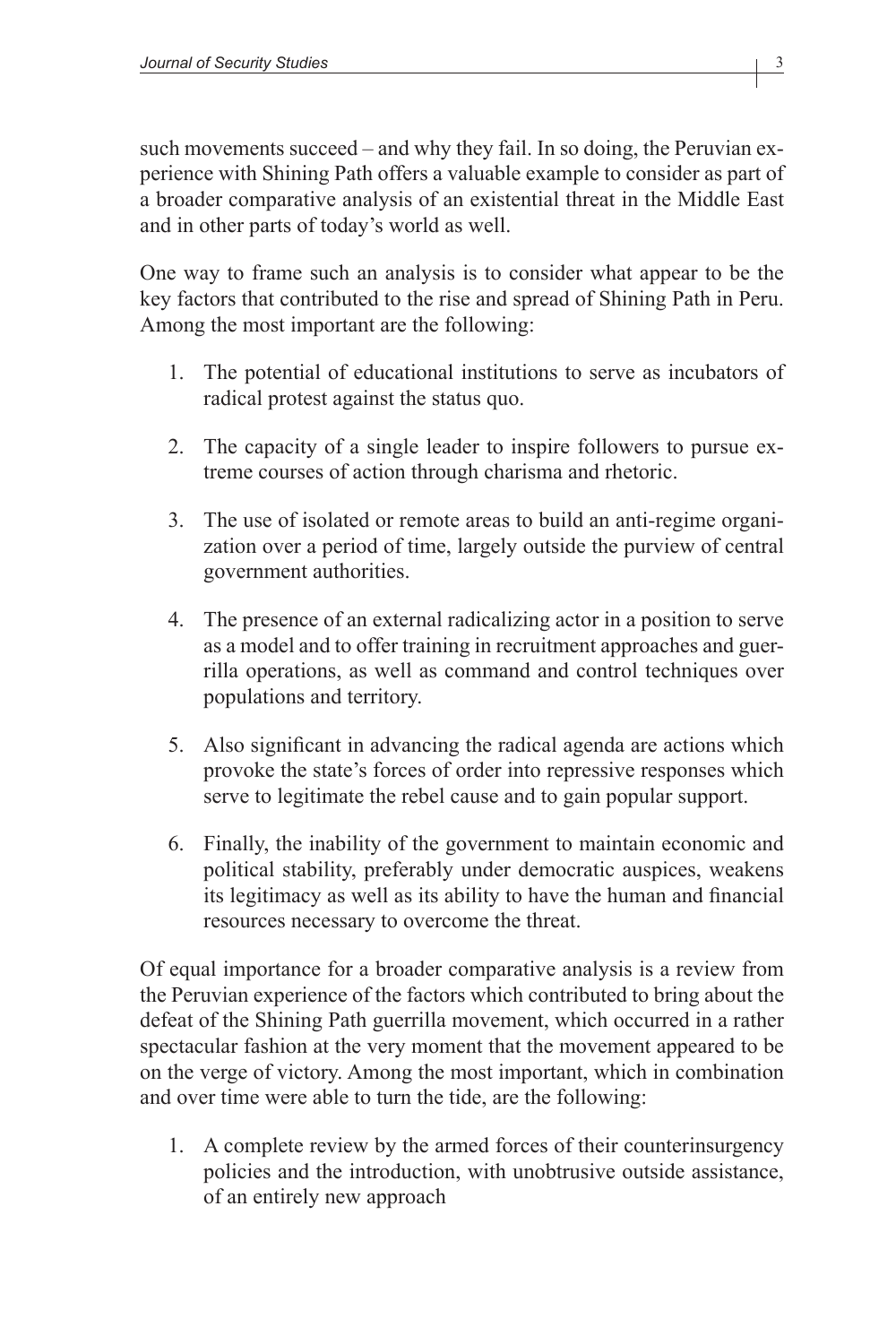such movements succeed – and why they fail. In so doing, the Peruvian experience with Shining Path offers a valuable example to consider as part of a broader comparative analysis of an existential threat in the Middle East and in other parts of today's world as well.

One way to frame such an analysis is to consider what appear to be the key factors that contributed to the rise and spread of Shining Path in Peru. Among the most important are the following:

1. The potential of educational institutions to serve as incubators of radical protest against the status quo.

2. The capacity of a single leader to inspire followers to pursue extreme courses of action through charisma and rhetoric.

3. The use of isolated or remote areas to build an anti-regime organization over a period of time, largely outside the purview of central government authorities.

4. The presence of an external radicalizing actor in a position to serve as a model and to offer training in recruitment approaches and guerrilla operations, as well as command and control techniques over populations and territory.

5. Also significant in advancing the radical agenda are actions which provoke the state's forces of order into repressive responses which serve to legitimate the rebel cause and to gain popular support.

6. Finally, the inability of the government to maintain economic and political stability, preferably under democratic auspices, weakens its legitimacy as well as its ability to have the human and financial resources necessary to overcome the threat.

Of equal importance for a broader comparative analysis is a review from the Peruvian experience of the factors which contributed to bring about the defeat of the Shining Path guerrilla movement, which occurred in a rather spectacular fashion at the very moment that the movement appeared to be on the verge of victory. Among the most important, which in combination and over time were able to turn the tide, are the following:

1. A complete review by the armed forces of their counterinsurgency policies and the introduction, with unobtrusive outside assistance, of an entirely new approach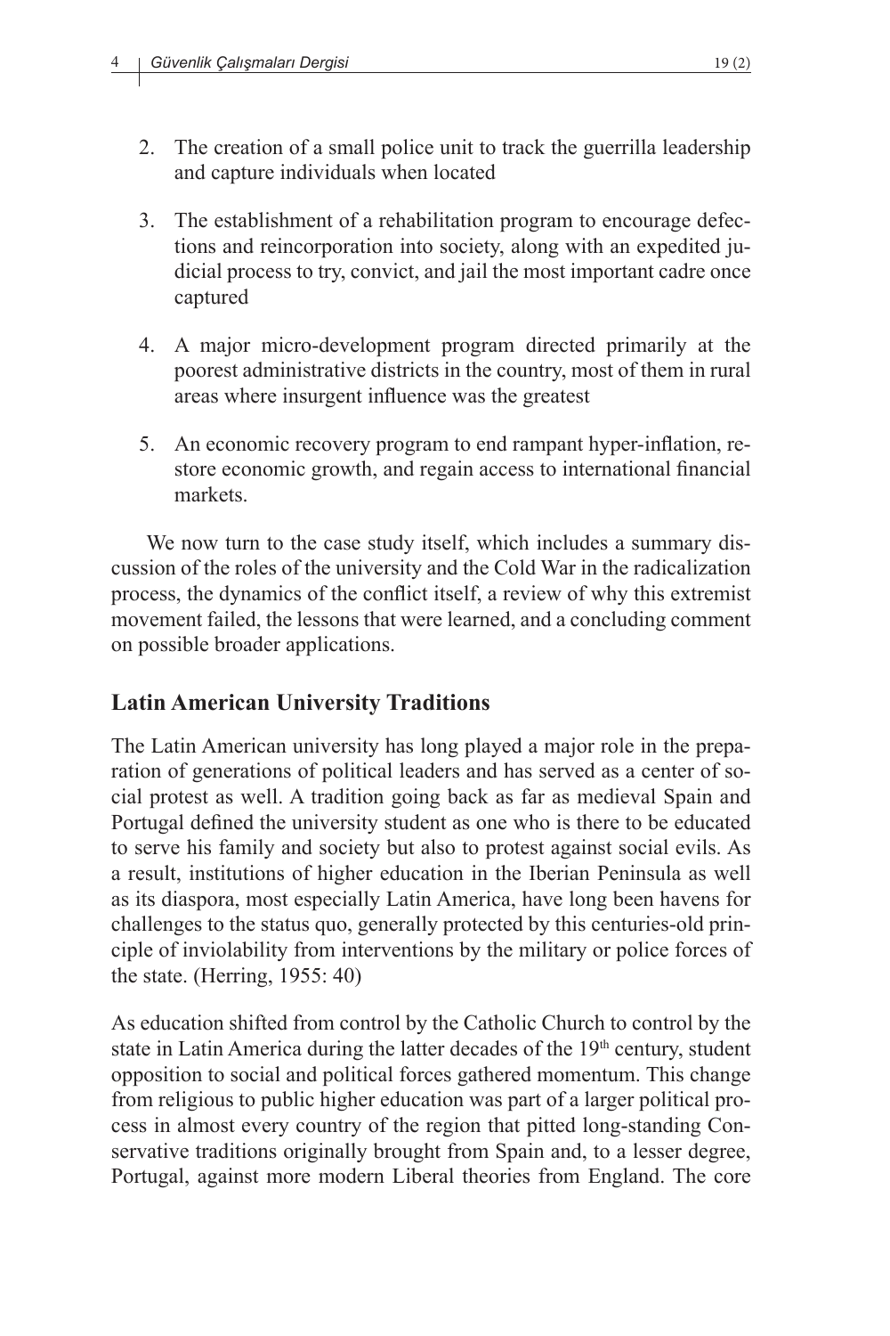2. The creation of a small police unit to track the guerrilla leadership and capture individuals when located

3. The establishment of a rehabilitation program to encourage defections and reincorporation into society, along with an expedited judicial process to try, convict, and jail the most important cadre once captured

4. A major micro-development program directed primarily at the poorest administrative districts in the country, most of them in rural areas where insurgent influence was the greatest

5. An economic recovery program to end rampant hyper-inflation, restore economic growth, and regain access to international financial markets.

We now turn to the case study itself, which includes a summary discussion of the roles of the university and the Cold War in the radicalization process, the dynamics of the conflict itself, a review of why this extremist movement failed, the lessons that were learned, and a concluding comment on possible broader applications.

## Latin American University Traditions

The Latin American university has long played a major role in the preparation of generations of political leaders and has served as a center of social protest as well. A tradition going back as far as medieval Spain and Portugal defined the university student as one who is there to be educated to serve his family and society but also to protest against social evils. As a result, institutions of higher education in the Iberian Peninsula as well as its diaspora, most especially Latin America, have long been havens for challenges to the status quo, generally protected by this centuries-old principle of inviolability from interventions by the military or police forces of the state. (Herring, 1955: 40)

As education shifted from control by the Catholic Church to control by the state in Latin America during the latter decades of the 19th century, student opposition to social and political forces gathered momentum. This change from religious to public higher education was part of a larger political process in almost every country of the region that pitted long-standing Conservative traditions originally brought from Spain and, to a lesser degree, Portugal, against more modern Liberal theories from England. The core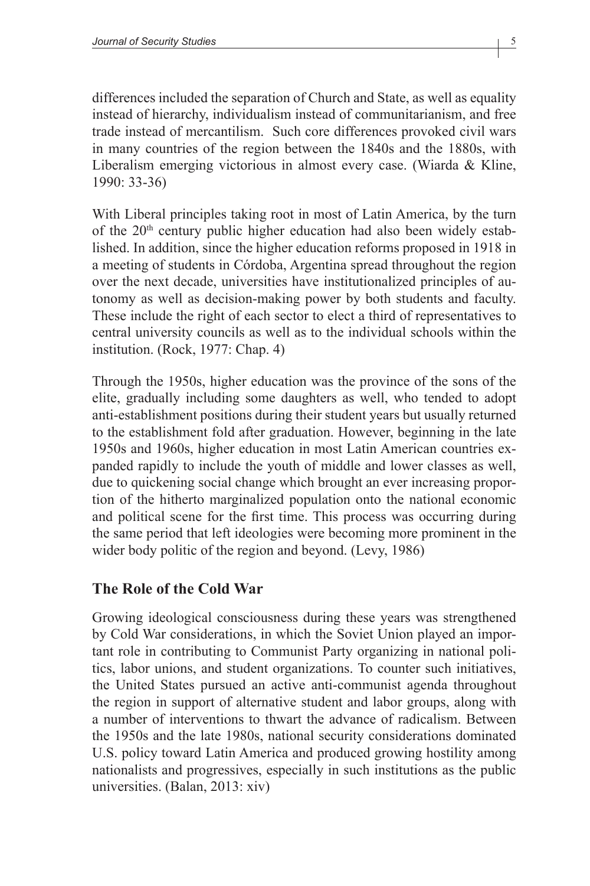differences included the separation of Church and State, as well as equality instead of hierarchy, individualism instead of communitarianism, and free trade instead of mercantilism. Such core differences provoked civil wars in many countries of the region between the 1840s and the 1880s, with Liberalism emerging victorious in almost every case. (Wiarda & Kline, 1990: 33-36)

With Liberal principles taking root in most of Latin America, by the turn of the 20th century public higher education had also been widely established. In addition, since the higher education reforms proposed in 1918 in a meeting of students in Córdoba, Argentina spread throughout the region over the next decade, universities have institutionalized principles of autonomy as well as decision-making power by both students and faculty. These include the right of each sector to elect a third of representatives to central university councils as well as to the individual schools within the institution. (Rock, 1977: Chap. 4)

Through the 1950s, higher education was the province of the sons of the elite, gradually including some daughters as well, who tended to adopt anti-establishment positions during their student years but usually returned to the establishment fold after graduation. However, beginning in the late 1950s and 1960s, higher education in most Latin American countries expanded rapidly to include the youth of middle and lower classes as well, due to quickening social change which brought an ever increasing proportion of the hitherto marginalized population onto the national economic and political scene for the first time. This process was occurring during the same period that left ideologies were becoming more prominent in the wider body politic of the region and beyond. (Levy, 1986)

## The Role of the Cold War

Growing ideological consciousness during these years was strengthened by Cold War considerations, in which the Soviet Union played an important role in contributing to Communist Party organizing in national politics, labor unions, and student organizations. To counter such initiatives, the United States pursued an active anti-communist agenda throughout the region in support of alternative student and labor groups, along with a number of interventions to thwart the advance of radicalism. Between the 1950s and the late 1980s, national security considerations dominated U.S. policy toward Latin America and produced growing hostility among nationalists and progressives, especially in such institutions as the public universities. (Balan, 2013: xiv)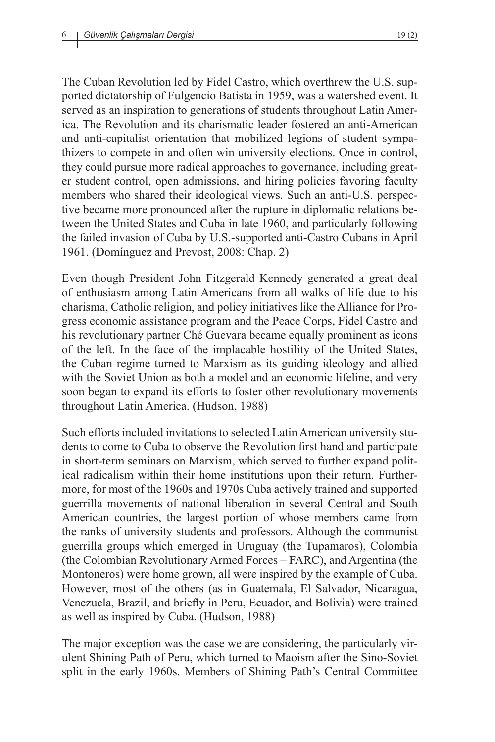The Cuban Revolution led by Fidel Castro, which overthrew the U.S. supported dictatorship of Fulgencio Batista in 1959, was a watershed event. It served as an inspiration to generations of students throughout Latin America. The Revolution and its charismatic leader fostered an anti-American and anti-capitalist orientation that mobilized legions of student sympathizers to compete in and often win university elections. Once in control, they could pursue more radical approaches to governance, including greater student control, open admissions, and hiring policies favoring faculty members who shared their ideological views. Such an anti-U.S. perspective became more pronounced after the rupture in diplomatic relations between the United States and Cuba in late 1960, and particularly following the failed invasion of Cuba by U.S.-supported anti-Castro Cubans in April 1961. (Domínguez and Prevost, 2008: Chap. 2)

Even though President John Fitzgerald Kennedy generated a great deal of enthusiasm among Latin Americans from all walks of life due to his charisma, Catholic religion, and policy initiatives like the Alliance for Progress economic assistance program and the Peace Corps, Fidel Castro and his revolutionary partner Ché Guevara became equally prominent as icons of the left. In the face of the implacable hostility of the United States, the Cuban regime turned to Marxism as its guiding ideology and allied with the Soviet Union as both a model and an economic lifeline, and very soon began to expand its efforts to foster other revolutionary movements throughout Latin America. (Hudson, 1988)

Such efforts included invitations to selected Latin American university students to come to Cuba to observe the Revolution first hand and participate in short-term seminars on Marxism, which served to further expand political radicalism within their home institutions upon their return. Furthermore, for most of the 1960s and 1970s Cuba actively trained and supported guerrilla movements of national liberation in several Central and South American countries, the largest portion of whose members came from the ranks of university students and professors. Although the communist guerrilla groups which emerged in Uruguay (the Tupamaros), Colombia (the Colombian Revolutionary Armed Forces – FARC), and Argentina (the Montoneros) were home grown, all were inspired by the example of Cuba. However, most of the others (as in Guatemala, El Salvador, Nicaragua, Venezuela, Brazil, and briefly in Peru, Ecuador, and Bolivia) were trained as well as inspired by Cuba. (Hudson, 1988)

The major exception was the case we are considering, the particularly virulent Shining Path of Peru, which turned to Maoism after the Sino-Soviet split in the early 1960s. Members of Shining Path's Central Committee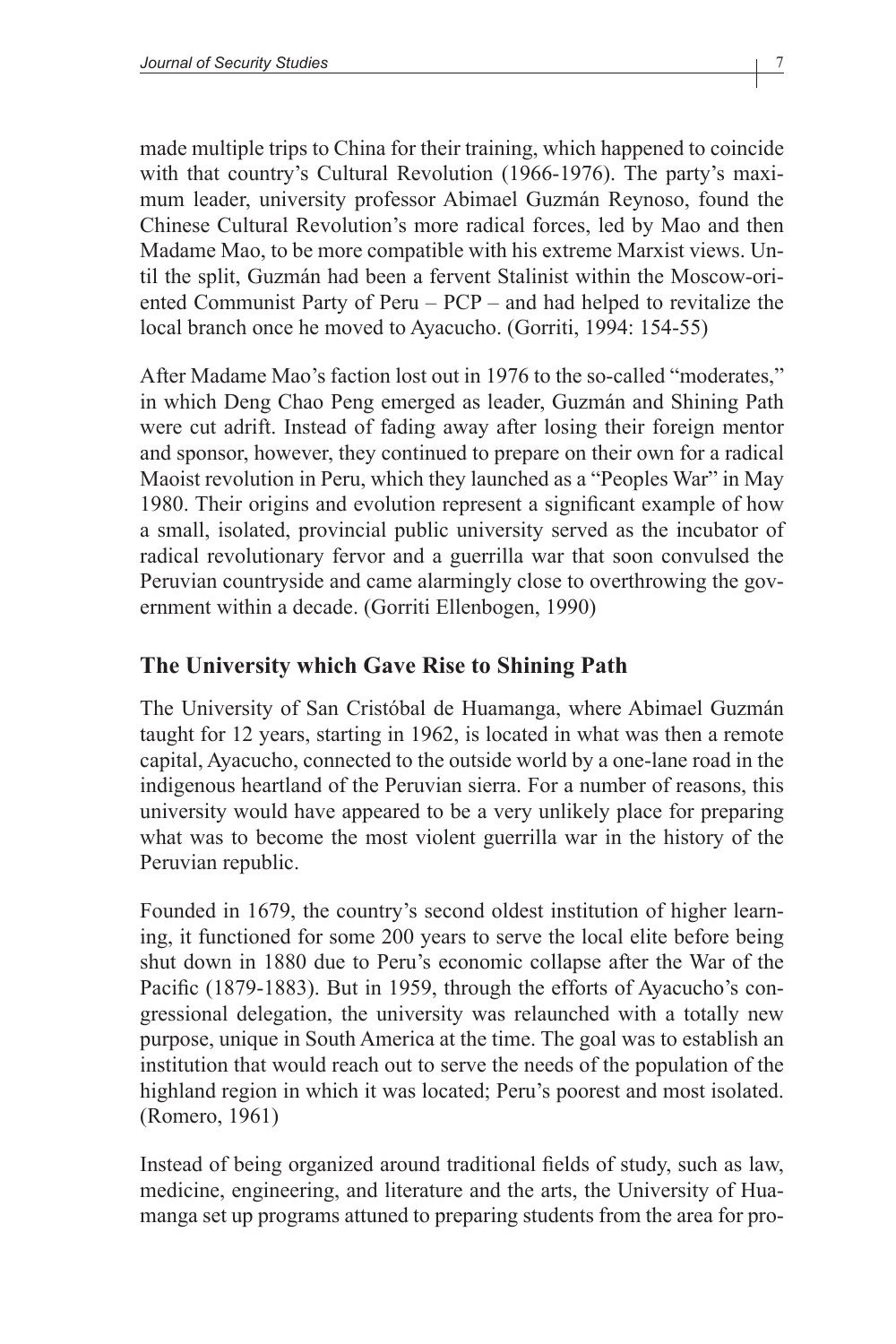made multiple trips to China for their training, which happened to coincide with that country's Cultural Revolution (1966-1976). The party's maximum leader, university professor Abimael Guzmán Reynoso, found the Chinese Cultural Revolution's more radical forces, led by Mao and then Madame Mao, to be more compatible with his extreme Marxist views. Until the split, Guzmán had been a fervent Stalinist within the Moscow-oriented Communist Party of Peru – PCP – and had helped to revitalize the local branch once he moved to Ayacucho. (Gorriti, 1994: 154-55)

After Madame Mao's faction lost out in 1976 to the so-called "moderates," in which Deng Chao Peng emerged as leader, Guzmán and Shining Path were cut adrift. Instead of fading away after losing their foreign mentor and sponsor, however, they continued to prepare on their own for a radical Maoist revolution in Peru, which they launched as a "Peoples War" in May 1980. Their origins and evolution represent a significant example of how a small, isolated, provincial public university served as the incubator of radical revolutionary fervor and a guerrilla war that soon convulsed the Peruvian countryside and came alarmingly close to overthrowing the government within a decade. (Gorriti Ellenbogen, 1990)

## The University which Gave Rise to Shining Path

The University of San Cristóbal de Huamanga, where Abimael Guzmán taught for 12 years, starting in 1962, is located in what was then a remote capital, Ayacucho, connected to the outside world by a one-lane road in the indigenous heartland of the Peruvian sierra. For a number of reasons, this university would have appeared to be a very unlikely place for preparing what was to become the most violent guerrilla war in the history of the Peruvian republic.

Founded in 1679, the country's second oldest institution of higher learning, it functioned for some 200 years to serve the local elite before being shut down in 1880 due to Peru's economic collapse after the War of the Pacific (1879-1883). But in 1959, through the efforts of Ayacucho's congressional delegation, the university was relaunched with a totally new purpose, unique in South America at the time. The goal was to establish an institution that would reach out to serve the needs of the population of the highland region in which it was located; Peru's poorest and most isolated. (Romero, 1961)

Instead of being organized around traditional fields of study, such as law, medicine, engineering, and literature and the arts, the University of Huamanga set up programs attuned to preparing students from the area for pro-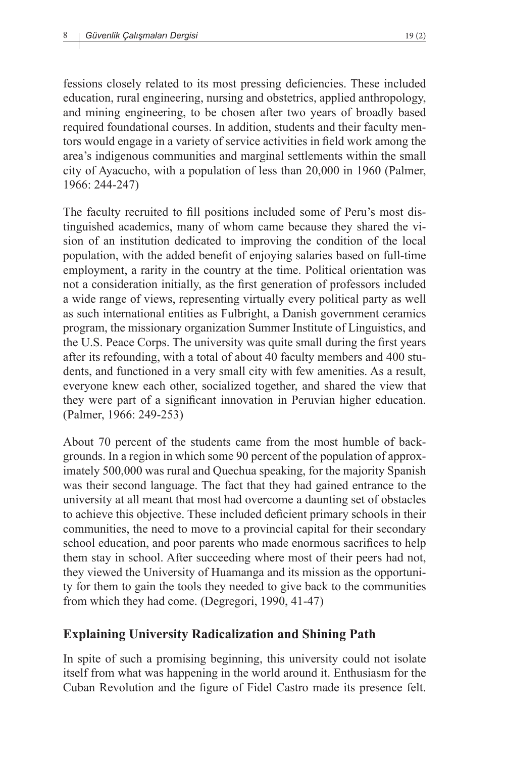fessions closely related to its most pressing deficiencies. These included education, rural engineering, nursing and obstetrics, applied anthropology, and mining engineering, to be chosen after two years of broadly based required foundational courses. In addition, students and their faculty mentors would engage in a variety of service activities in field work among the area's indigenous communities and marginal settlements within the small city of Ayacucho, with a population of less than 20,000 in 1960 (Palmer, 1966: 244-247)

The faculty recruited to fill positions included some of Peru's most distinguished academics, many of whom came because they shared the vision of an institution dedicated to improving the condition of the local population, with the added benefit of enjoying salaries based on full-time employment, a rarity in the country at the time. Political orientation was not a consideration initially, as the first generation of professors included a wide range of views, representing virtually every political party as well as such international entities as Fulbright, a Danish government ceramics program, the missionary organization Summer Institute of Linguistics, and the U.S. Peace Corps. The university was quite small during the first years after its refounding, with a total of about 40 faculty members and 400 students, and functioned in a very small city with few amenities. As a result, everyone knew each other, socialized together, and shared the view that they were part of a significant innovation in Peruvian higher education. (Palmer, 1966: 249-253)

About 70 percent of the students came from the most humble of backgrounds. In a region in which some 90 percent of the population of approximately 500,000 was rural and Quechua speaking, for the majority Spanish was their second language. The fact that they had gained entrance to the university at all meant that most had overcome a daunting set of obstacles to achieve this objective. These included deficient primary schools in their communities, the need to move to a provincial capital for their secondary school education, and poor parents who made enormous sacrifices to help them stay in school. After succeeding where most of their peers had not, they viewed the University of Huamanga and its mission as the opportunity for them to gain the tools they needed to give back to the communities from which they had come. (Degregori, 1990, 41-47)

## Explaining University Radicalization and Shining Path

In spite of such a promising beginning, this university could not isolate itself from what was happening in the world around it. Enthusiasm for the Cuban Revolution and the figure of Fidel Castro made its presence felt.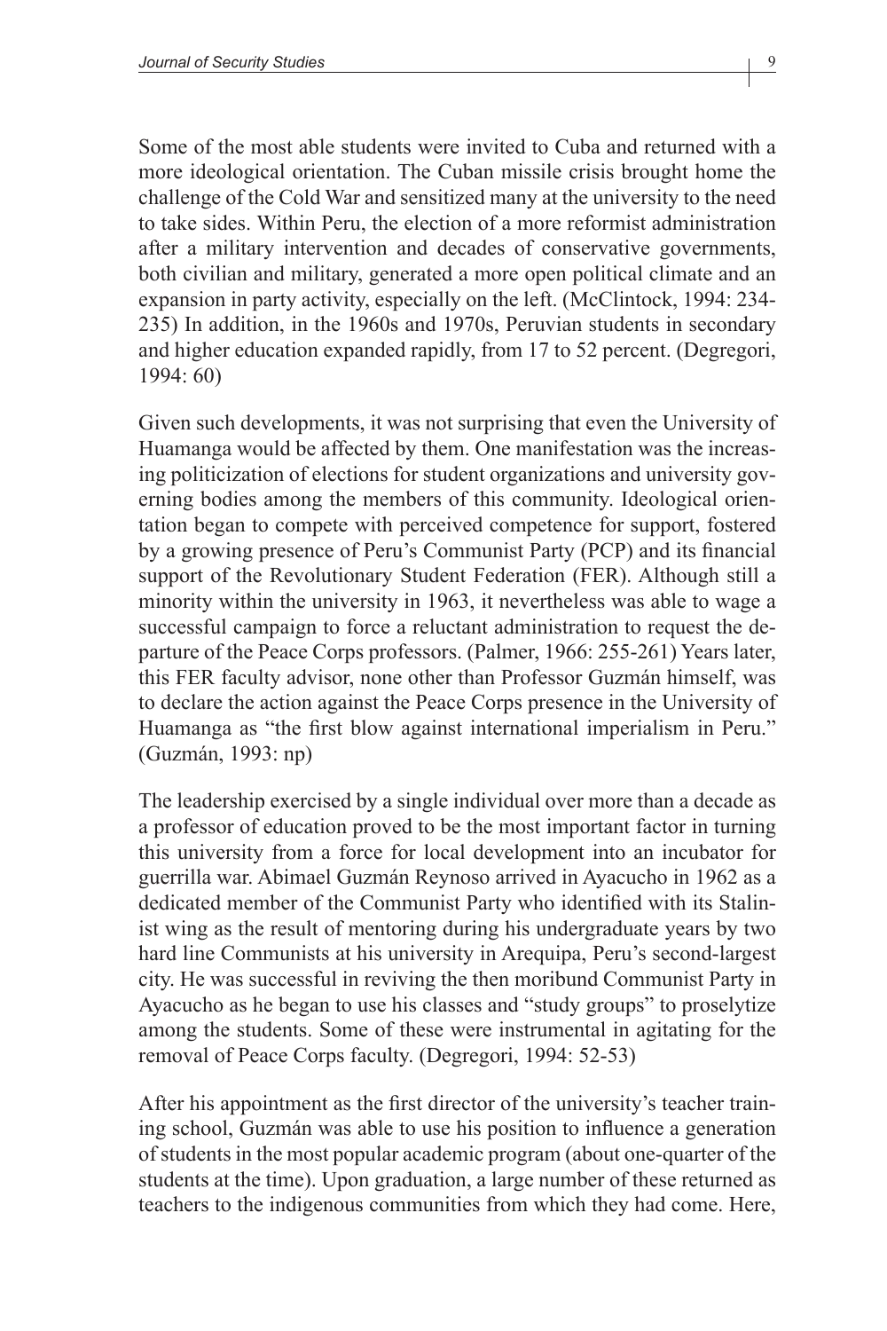Some of the most able students were invited to Cuba and returned with a more ideological orientation. The Cuban missile crisis brought home the challenge of the Cold War and sensitized many at the university to the need to take sides. Within Peru, the election of a more reformist administration after a military intervention and decades of conservative governments, both civilian and military, generated a more open political climate and an expansion in party activity, especially on the left. (McClintock, 1994: 234-235) In addition, in the 1960s and 1970s, Peruvian students in secondary and higher education expanded rapidly, from 17 to 52 percent. (Degregori, 1994: 60)

Given such developments, it was not surprising that even the University of Huamanga would be affected by them. One manifestation was the increasing politicization of elections for student organizations and university governing bodies among the members of this community. Ideological orientation began to compete with perceived competence for support, fostered by a growing presence of Peru's Communist Party (PCP) and its financial support of the Revolutionary Student Federation (FER). Although still a minority within the university in 1963, it nevertheless was able to wage a successful campaign to force a reluctant administration to request the departure of the Peace Corps professors. (Palmer, 1966: 255-261) Years later, this FER faculty advisor, none other than Professor Guzmán himself, was to declare the action against the Peace Corps presence in the University of Huamanga as "the first blow against international imperialism in Peru." (Guzmán, 1993: np)

The leadership exercised by a single individual over more than a decade as a professor of education proved to be the most important factor in turning this university from a force for local development into an incubator for guerrilla war. Abimael Guzmán Reynoso arrived in Ayacucho in 1962 as a dedicated member of the Communist Party who identified with its Stalinist wing as the result of mentoring during his undergraduate years by two hard line Communists at his university in Arequipa, Peru's second-largest city. He was successful in reviving the then moribund Communist Party in Ayacucho as he began to use his classes and "study groups" to proselytize among the students. Some of these were instrumental in agitating for the removal of Peace Corps faculty. (Degregori, 1994: 52-53)

After his appointment as the first director of the university's teacher training school, Guzmán was able to use his position to influence a generation of students in the most popular academic program (about one-quarter of the students at the time). Upon graduation, a large number of these returned as teachers to the indigenous communities from which they had come. Here,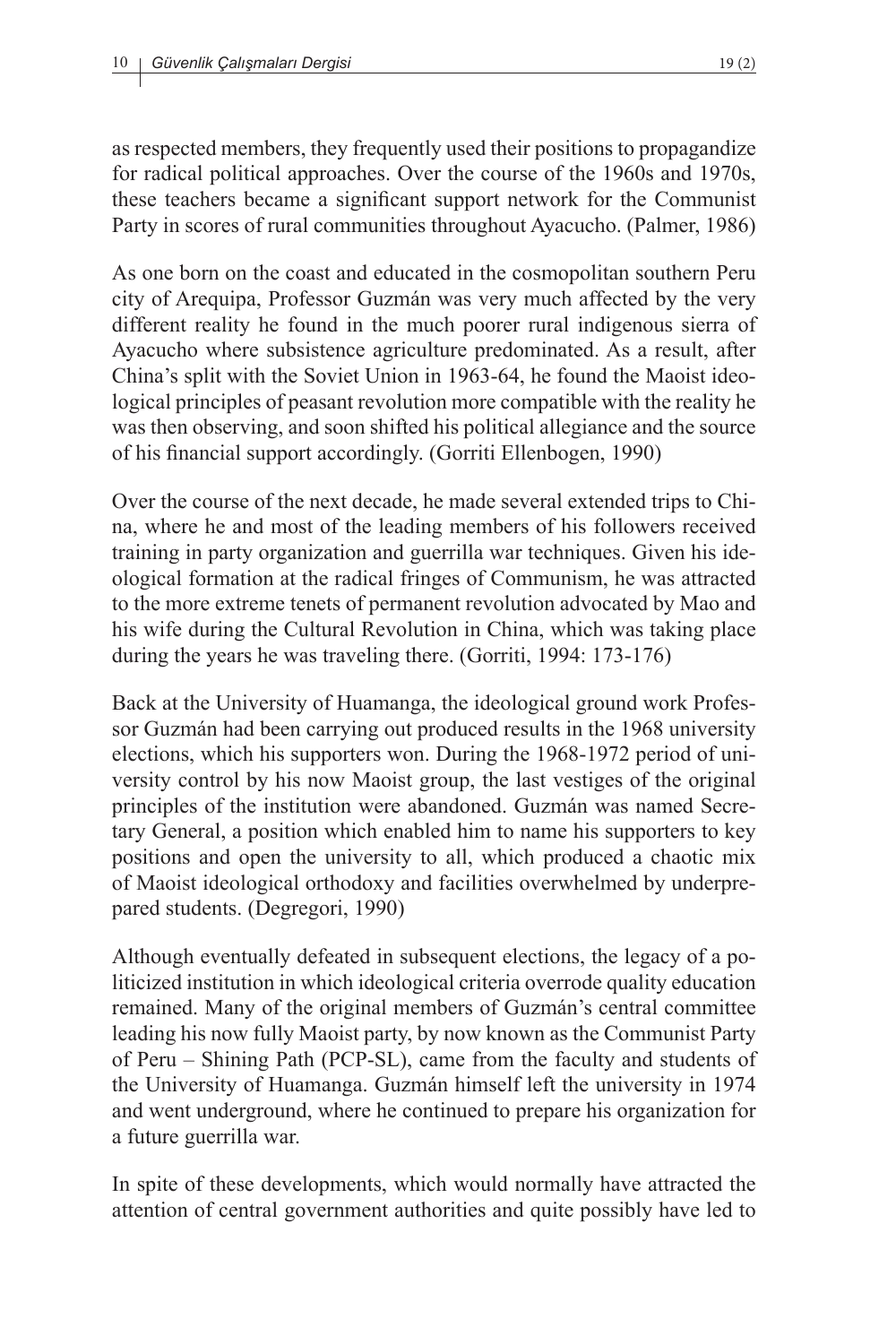as respected members, they frequently used their positions to propagandize for radical political approaches. Over the course of the 1960s and 1970s, these teachers became a significant support network for the Communist Party in scores of rural communities throughout Ayacucho. (Palmer, 1986)

As one born on the coast and educated in the cosmopolitan southern Peru city of Arequipa, Professor Guzmán was very much affected by the very different reality he found in the much poorer rural indigenous sierra of Ayacucho where subsistence agriculture predominated. As a result, after China's split with the Soviet Union in 1963-64, he found the Maoist ideological principles of peasant revolution more compatible with the reality he was then observing, and soon shifted his political allegiance and the source of his financial support accordingly. (Gorriti Ellenbogen, 1990)

Over the course of the next decade, he made several extended trips to China, where he and most of the leading members of his followers received training in party organization and guerrilla war techniques. Given his ideological formation at the radical fringes of Communism, he was attracted to the more extreme tenets of permanent revolution advocated by Mao and his wife during the Cultural Revolution in China, which was taking place during the years he was traveling there. (Gorriti, 1994: 173-176)

Back at the University of Huamanga, the ideological ground work Professor Guzmán had been carrying out produced results in the 1968 university elections, which his supporters won. During the 1968-1972 period of university control by his now Maoist group, the last vestiges of the original principles of the institution were abandoned. Guzmán was named Secretary General, a position which enabled him to name his supporters to key positions and open the university to all, which produced a chaotic mix of Maoist ideological orthodoxy and facilities overwhelmed by underprepared students. (Degregori, 1990)

Although eventually defeated in subsequent elections, the legacy of a politicized institution in which ideological criteria overrode quality education remained. Many of the original members of Guzmán's central committee leading his now fully Maoist party, by now known as the Communist Party of Peru – Shining Path (PCP-SL), came from the faculty and students of the University of Huamanga. Guzmán himself left the university in 1974 and went underground, where he continued to prepare his organization for a future guerrilla war.

In spite of these developments, which would normally have attracted the attention of central government authorities and quite possibly have led to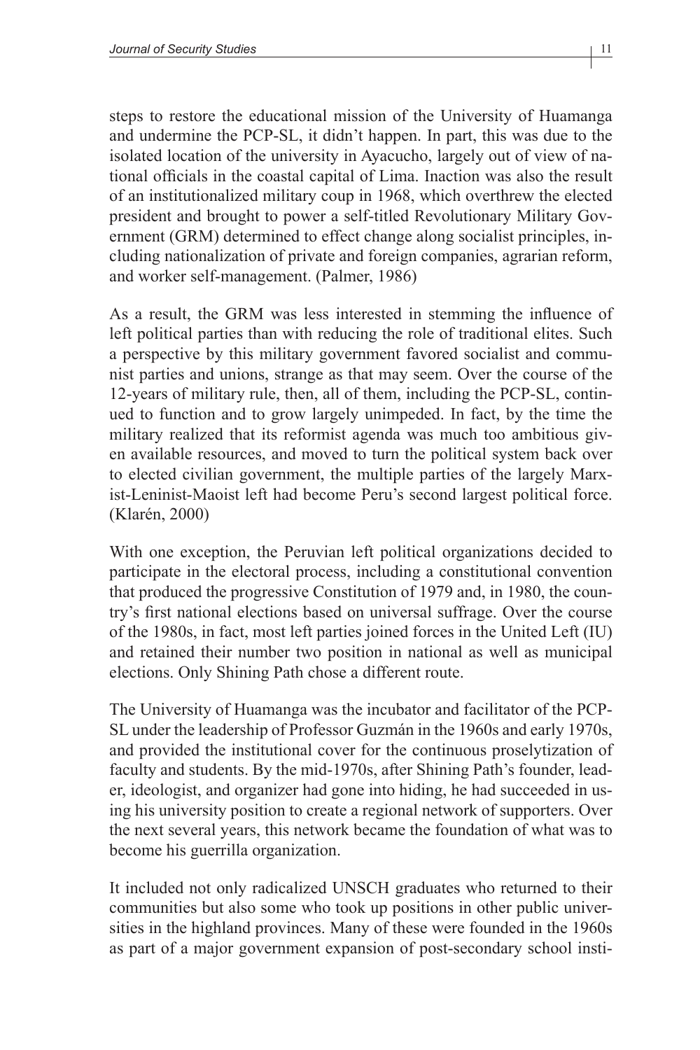steps to restore the educational mission of the University of Huamanga and undermine the PCP-SL, it didn't happen. In part, this was due to the isolated location of the university in Ayacucho, largely out of view of national officials in the coastal capital of Lima. Inaction was also the result of an institutionalized military coup in 1968, which overthrew the elected president and brought to power a self-titled Revolutionary Military Government (GRM) determined to effect change along socialist principles, including nationalization of private and foreign companies, agrarian reform, and worker self-management. (Palmer, 1986)

As a result, the GRM was less interested in stemming the influence of left political parties than with reducing the role of traditional elites. Such a perspective by this military government favored socialist and communist parties and unions, strange as that may seem. Over the course of the 12-years of military rule, then, all of them, including the PCP-SL, continued to function and to grow largely unimpeded. In fact, by the time the military realized that its reformist agenda was much too ambitious given available resources, and moved to turn the political system back over to elected civilian government, the multiple parties of the largely Marxist-Leninist-Maoist left had become Peru's second largest political force. (Klarén, 2000)

With one exception, the Peruvian left political organizations decided to participate in the electoral process, including a constitutional convention that produced the progressive Constitution of 1979 and, in 1980, the country's first national elections based on universal suffrage. Over the course of the 1980s, in fact, most left parties joined forces in the United Left (IU) and retained their number two position in national as well as municipal elections. Only Shining Path chose a different route.

The University of Huamanga was the incubator and facilitator of the PCP-SL under the leadership of Professor Guzmán in the 1960s and early 1970s, and provided the institutional cover for the continuous proselytization of faculty and students. By the mid-1970s, after Shining Path's founder, leader, ideologist, and organizer had gone into hiding, he had succeeded in using his university position to create a regional network of supporters. Over the next several years, this network became the foundation of what was to become his guerrilla organization.

It included not only radicalized UNSCH graduates who returned to their communities but also some who took up positions in other public universities in the highland provinces. Many of these were founded in the 1960s as part of a major government expansion of post-secondary school insti-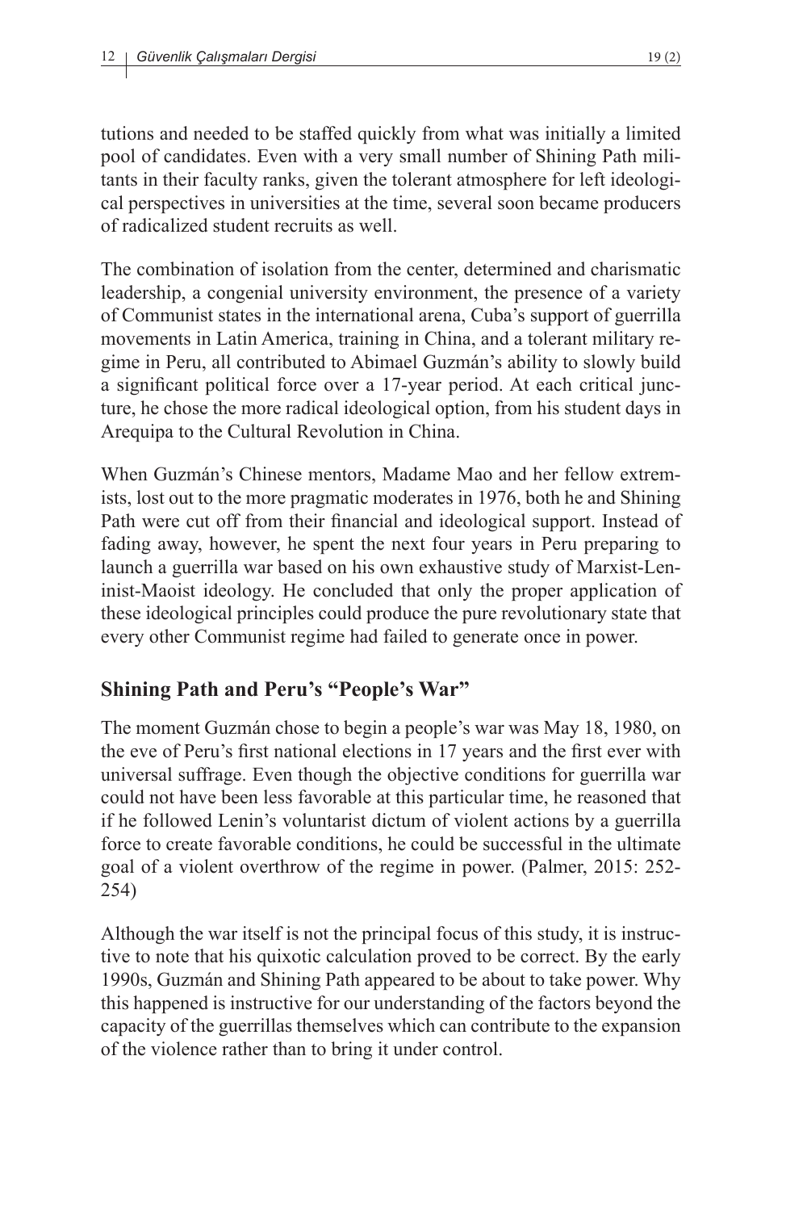tutions and needed to be staffed quickly from what was initially a limited pool of candidates. Even with a very small number of Shining Path militants in their faculty ranks, given the tolerant atmosphere for left ideological perspectives in universities at the time, several soon became producers of radicalized student recruits as well.

The combination of isolation from the center, determined and charismatic leadership, a congenial university environment, the presence of a variety of Communist states in the international arena, Cuba's support of guerrilla movements in Latin America, training in China, and a tolerant military regime in Peru, all contributed to Abimael Guzmán's ability to slowly build a significant political force over a 17-year period. At each critical juncture, he chose the more radical ideological option, from his student days in Arequipa to the Cultural Revolution in China.

When Guzmán's Chinese mentors, Madame Mao and her fellow extremists, lost out to the more pragmatic moderates in 1976, both he and Shining Path were cut off from their financial and ideological support. Instead of fading away, however, he spent the next four years in Peru preparing to launch a guerrilla war based on his own exhaustive study of Marxist-Leninist-Maoist ideology. He concluded that only the proper application of these ideological principles could produce the pure revolutionary state that every other Communist regime had failed to generate once in power.

## Shining Path and Peru's "People's War"

The moment Guzmán chose to begin a people's war was May 18, 1980, on the eve of Peru's first national elections in 17 years and the first ever with universal suffrage. Even though the objective conditions for guerrilla war could not have been less favorable at this particular time, he reasoned that if he followed Lenin's voluntarist dictum of violent actions by a guerrilla force to create favorable conditions, he could be successful in the ultimate goal of a violent overthrow of the regime in power. (Palmer, 2015: 252-254)

Although the war itself is not the principal focus of this study, it is instructive to note that his quixotic calculation proved to be correct. By the early 1990s, Guzmán and Shining Path appeared to be about to take power. Why this happened is instructive for our understanding of the factors beyond the capacity of the guerrillas themselves which can contribute to the expansion of the violence rather than to bring it under control.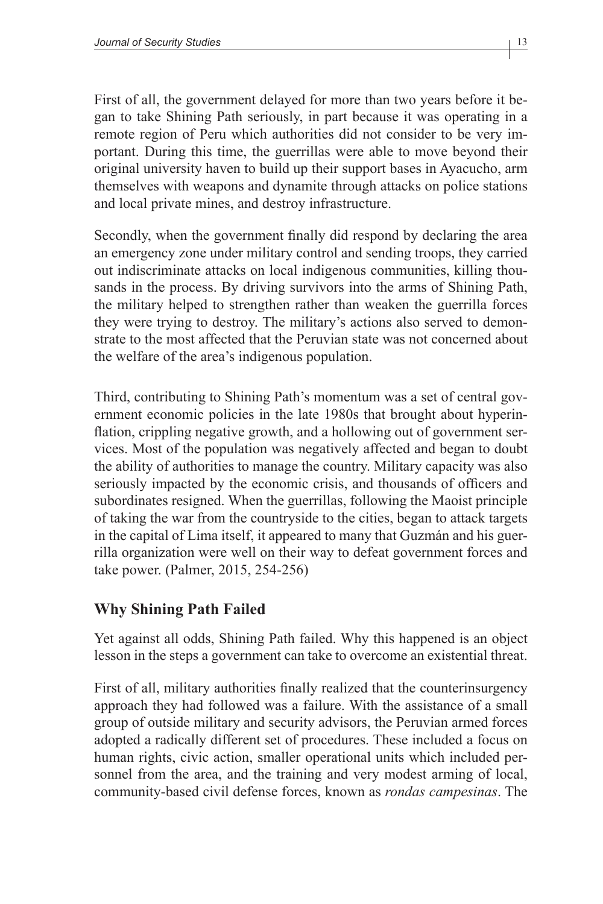First of all, the government delayed for more than two years before it began to take Shining Path seriously, in part because it was operating in a remote region of Peru which authorities did not consider to be very important. During this time, the guerrillas were able to move beyond their original university haven to build up their support bases in Ayacucho, arm themselves with weapons and dynamite through attacks on police stations and local private mines, and destroy infrastructure.

Secondly, when the government finally did respond by declaring the area an emergency zone under military control and sending troops, they carried out indiscriminate attacks on local indigenous communities, killing thousands in the process. By driving survivors into the arms of Shining Path, the military helped to strengthen rather than weaken the guerrilla forces they were trying to destroy. The military's actions also served to demonstrate to the most affected that the Peruvian state was not concerned about the welfare of the area's indigenous population.

Third, contributing to Shining Path's momentum was a set of central government economic policies in the late 1980s that brought about hyperinflation, crippling negative growth, and a hollowing out of government services. Most of the population was negatively affected and began to doubt the ability of authorities to manage the country. Military capacity was also seriously impacted by the economic crisis, and thousands of officers and subordinates resigned. When the guerrillas, following the Maoist principle of taking the war from the countryside to the cities, began to attack targets in the capital of Lima itself, it appeared to many that Guzmán and his guerrilla organization were well on their way to defeat government forces and take power. (Palmer, 2015, 254-256)

## Why Shining Path Failed

Yet against all odds, Shining Path failed. Why this happened is an object lesson in the steps a government can take to overcome an existential threat.

First of all, military authorities finally realized that the counterinsurgency approach they had followed was a failure. With the assistance of a small group of outside military and security advisors, the Peruvian armed forces adopted a radically different set of procedures. These included a focus on human rights, civic action, smaller operational units which included personnel from the area, and the training and very modest arming of local, community-based civil defense forces, known as *rondas campesinas*. The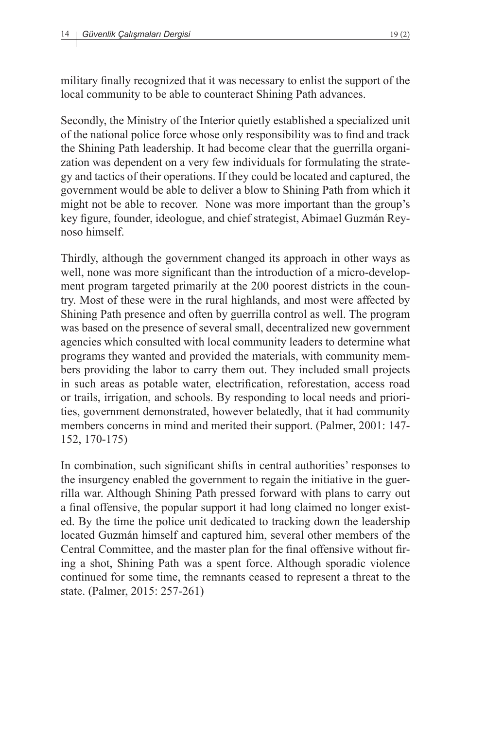military finally recognized that it was necessary to enlist the support of the local community to be able to counteract Shining Path advances.

Secondly, the Ministry of the Interior quietly established a specialized unit of the national police force whose only responsibility was to find and track the Shining Path leadership. It had become clear that the guerrilla organization was dependent on a very few individuals for formulating the strategy and tactics of their operations. If they could be located and captured, the government would be able to deliver a blow to Shining Path from which it might not be able to recover. None was more important than the group's key figure, founder, ideologue, and chief strategist, Abimael Guzmán Reynoso himself.

Thirdly, although the government changed its approach in other ways as well, none was more significant than the introduction of a micro-development program targeted primarily at the 200 poorest districts in the country. Most of these were in the rural highlands, and most were affected by Shining Path presence and often by guerrilla control as well. The program was based on the presence of several small, decentralized new government agencies which consulted with local community leaders to determine what programs they wanted and provided the materials, with community members providing the labor to carry them out. They included small projects in such areas as potable water, electrification, reforestation, access road or trails, irrigation, and schools. By responding to local needs and priorities, government demonstrated, however belatedly, that it had community members concerns in mind and merited their support. (Palmer, 2001: 147-152, 170-175)

In combination, such significant shifts in central authorities' responses to the insurgency enabled the government to regain the initiative in the guerrilla war. Although Shining Path pressed forward with plans to carry out a final offensive, the popular support it had long claimed no longer existed. By the time the police unit dedicated to tracking down the leadership located Guzmán himself and captured him, several other members of the Central Committee, and the master plan for the final offensive without firing a shot, Shining Path was a spent force. Although sporadic violence continued for some time, the remnants ceased to represent a threat to the state. (Palmer, 2015: 257-261)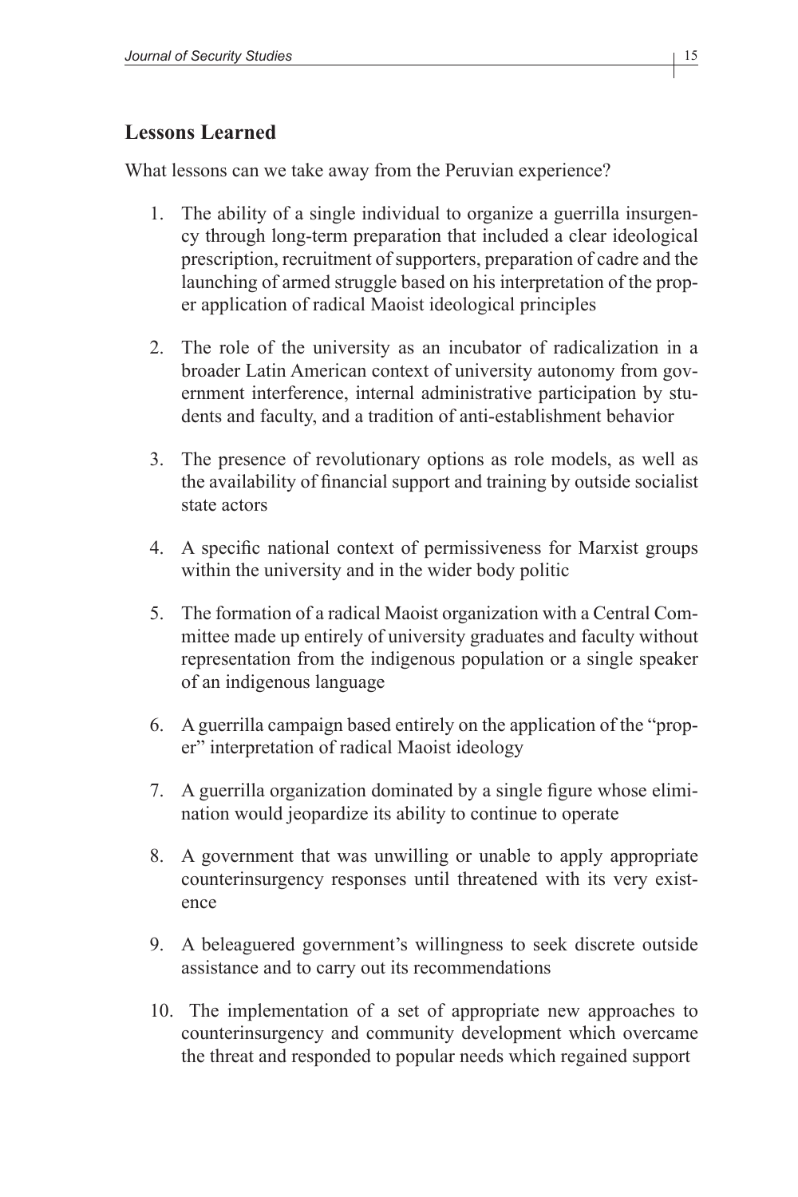## Lessons Learned

What lessons can we take away from the Peruvian experience?

1. The ability of a single individual to organize a guerrilla insurgency through long-term preparation that included a clear ideological prescription, recruitment of supporters, preparation of cadre and the launching of armed struggle based on his interpretation of the proper application of radical Maoist ideological principles

2. The role of the university as an incubator of radicalization in a broader Latin American context of university autonomy from government interference, internal administrative participation by students and faculty, and a tradition of anti-establishment behavior

3. The presence of revolutionary options as role models, as well as the availability of financial support and training by outside socialist state actors

4. A specific national context of permissiveness for Marxist groups within the university and in the wider body politic

5. The formation of a radical Maoist organization with a Central Committee made up entirely of university graduates and faculty without representation from the indigenous population or a single speaker of an indigenous language

6. A guerrilla campaign based entirely on the application of the "proper" interpretation of radical Maoist ideology

7. A guerrilla organization dominated by a single figure whose elimination would jeopardize its ability to continue to operate

8. A government that was unwilling or unable to apply appropriate counterinsurgency responses until threatened with its very existence

9. A beleaguered government's willingness to seek discrete outside assistance and to carry out its recommendations

10. The implementation of a set of appropriate new approaches to counterinsurgency and community development which overcame the threat and responded to popular needs which regained support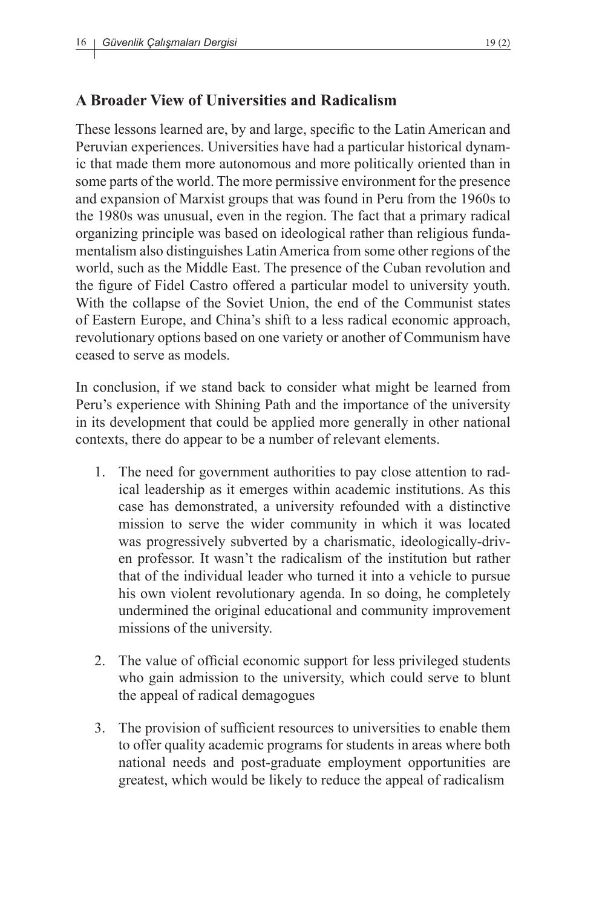## A Broader View of Universities and Radicalism

These lessons learned are, by and large, specific to the Latin American and Peruvian experiences. Universities have had a particular historical dynamic that made them more autonomous and more politically oriented than in some parts of the world. The more permissive environment for the presence and expansion of Marxist groups that was found in Peru from the 1960s to the 1980s was unusual, even in the region. The fact that a primary radical organizing principle was based on ideological rather than religious fundamentalism also distinguishes Latin America from some other regions of the world, such as the Middle East. The presence of the Cuban revolution and the figure of Fidel Castro offered a particular model to university youth. With the collapse of the Soviet Union, the end of the Communist states of Eastern Europe, and China's shift to a less radical economic approach, revolutionary options based on one variety or another of Communism have ceased to serve as models.

In conclusion, if we stand back to consider what might be learned from Peru's experience with Shining Path and the importance of the university in its development that could be applied more generally in other national contexts, there do appear to be a number of relevant elements.

1. The need for government authorities to pay close attention to radical leadership as it emerges within academic institutions. As this case has demonstrated, a university refounded with a distinctive mission to serve the wider community in which it was located was progressively subverted by a charismatic, ideologically-driven professor. It wasn't the radicalism of the institution but rather that of the individual leader who turned it into a vehicle to pursue his own violent revolutionary agenda. In so doing, he completely undermined the original educational and community improvement missions of the university.

2. The value of official economic support for less privileged students who gain admission to the university, which could serve to blunt the appeal of radical demagogues

3. The provision of sufficient resources to universities to enable them to offer quality academic programs for students in areas where both national needs and post-graduate employment opportunities are greatest, which would be likely to reduce the appeal of radicalism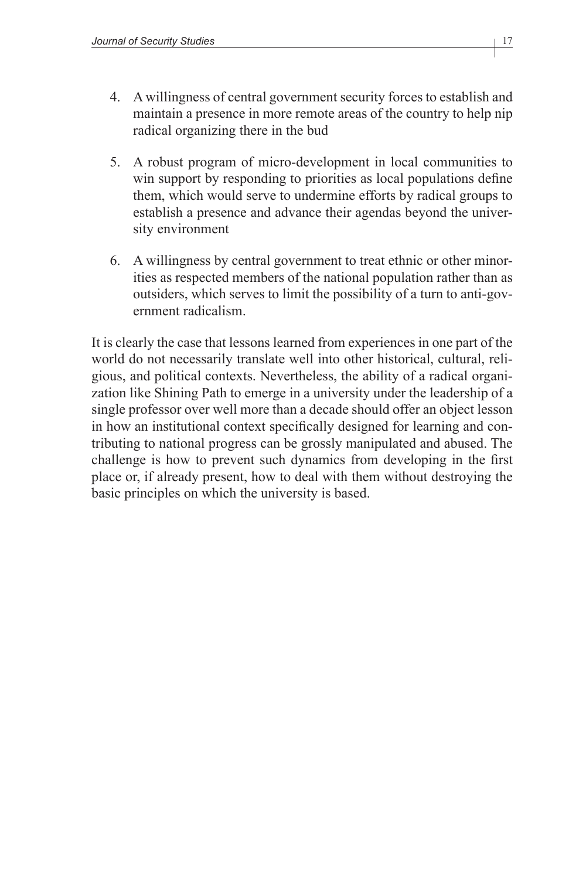4. A willingness of central government security forces to establish and maintain a presence in more remote areas of the country to help nip radical organizing there in the bud

5. A robust program of micro-development in local communities to win support by responding to priorities as local populations define them, which would serve to undermine efforts by radical groups to establish a presence and advance their agendas beyond the university environment

6. A willingness by central government to treat ethnic or other minorities as respected members of the national population rather than as outsiders, which serves to limit the possibility of a turn to anti-government radicalism.

It is clearly the case that lessons learned from experiences in one part of the world do not necessarily translate well into other historical, cultural, religious, and political contexts. Nevertheless, the ability of a radical organization like Shining Path to emerge in a university under the leadership of a single professor over well more than a decade should offer an object lesson in how an institutional context specifically designed for learning and contributing to national progress can be grossly manipulated and abused. The challenge is how to prevent such dynamics from developing in the first place or, if already present, how to deal with them without destroying the basic principles on which the university is based.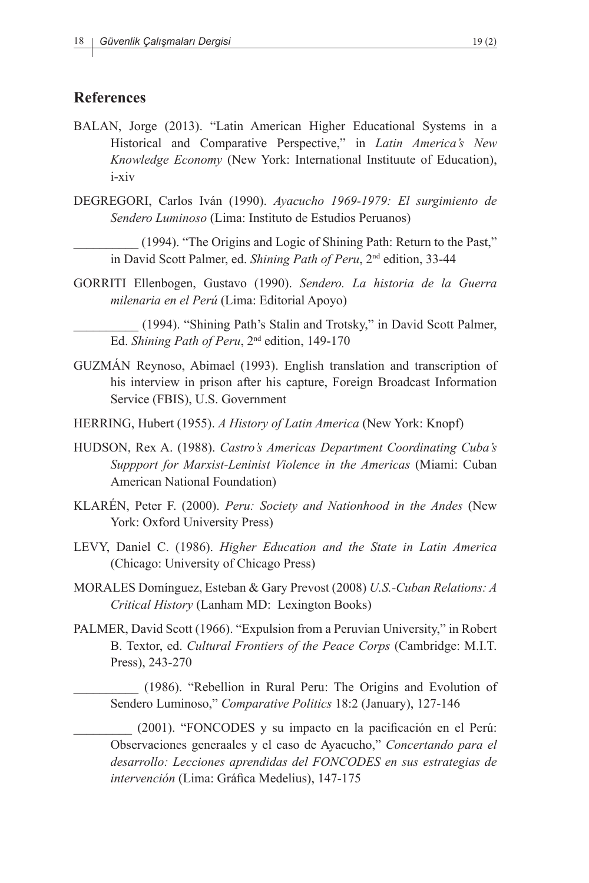## References

BALAN, Jorge (2013). "Latin American Higher Educational Systems in a Historical and Comparative Perspective," in *Latin America's New Knowledge Economy* (New York: International Instituute of Education), i-xiv

DEGREGORI, Carlos Iván (1990). *Ayacucho 1969-1979: El surgimiento de Sendero Luminoso* (Lima: Instituto de Estudios Peruanos)

__________ (1994). "The Origins and Logic of Shining Path: Return to the Past," in David Scott Palmer, ed. *Shining Path of Peru*, 2nd edition, 33-44

GORRITI Ellenbogen, Gustavo (1990). *Sendero. La historia de la Guerra milenaria en el Perú* (Lima: Editorial Apoyo)

__________ (1994). "Shining Path's Stalin and Trotsky," in David Scott Palmer, Ed. *Shining Path of Peru*, 2nd edition, 149-170

GUZMÁN Reynoso, Abimael (1993). English translation and transcription of his interview in prison after his capture, Foreign Broadcast Information Service (FBIS), U.S. Government

HERRING, Hubert (1955). *A History of Latin America* (New York: Knopf)

HUDSON, Rex A. (1988). *Castro's Americas Department Coordinating Cuba's Suppport for Marxist-Leninist Violence in the Americas* (Miami: Cuban American National Foundation)

KLARÉN, Peter F. (2000). *Peru: Society and Nationhood in the Andes* (New York: Oxford University Press)

LEVY, Daniel C. (1986). *Higher Education and the State in Latin America* (Chicago: University of Chicago Press)

MORALES Domínguez, Esteban & Gary Prevost (2008) *U.S.-Cuban Relations: A Critical History* (Lanham MD: Lexington Books)

PALMER, David Scott (1966). "Expulsion from a Peruvian University," in Robert B. Textor, ed. *Cultural Frontiers of the Peace Corps* (Cambridge: M.I.T. Press), 243-270

__________ (1986). "Rebellion in Rural Peru: The Origins and Evolution of Sendero Luminoso," *Comparative Politics* 18:2 (January), 127-146

_________ (2001). "FONCODES y su impacto en la pacificación en el Perú: Observaciones generaales y el caso de Ayacucho," *Concertando para el desarrollo: Lecciones aprendidas del FONCODES en sus estrategias de intervención* (Lima: Gráfica Medelius), 147-175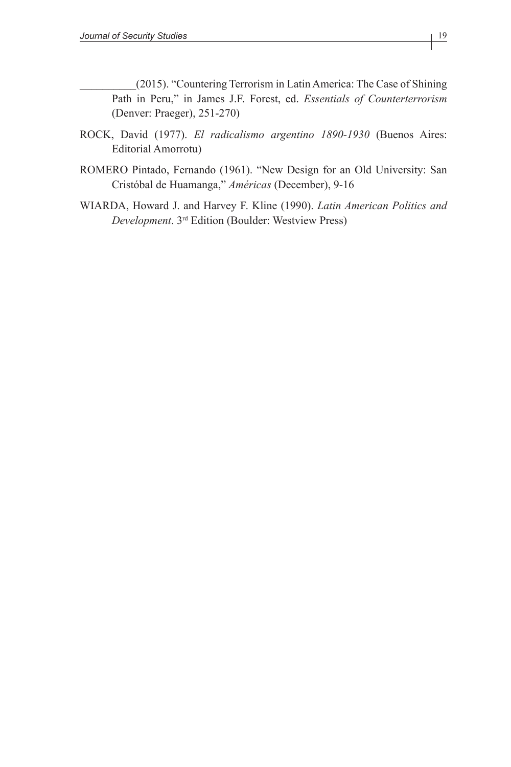__________(2015). "Countering Terrorism in Latin America: The Case of Shining Path in Peru," in James J.F. Forest, ed. *Essentials of Counterterrorism* (Denver: Praeger), 251-270)

ROCK, David (1977). *El radicalismo argentino 1890-1930* (Buenos Aires: Editorial Amorrotu)

ROMERO Pintado, Fernando (1961). "New Design for an Old University: San Cristóbal de Huamanga," *Américas* (December), 9-16

WIARDA, Howard J. and Harvey F. Kline (1990). *Latin American Politics and Development*. 3rd Edition (Boulder: Westview Press)